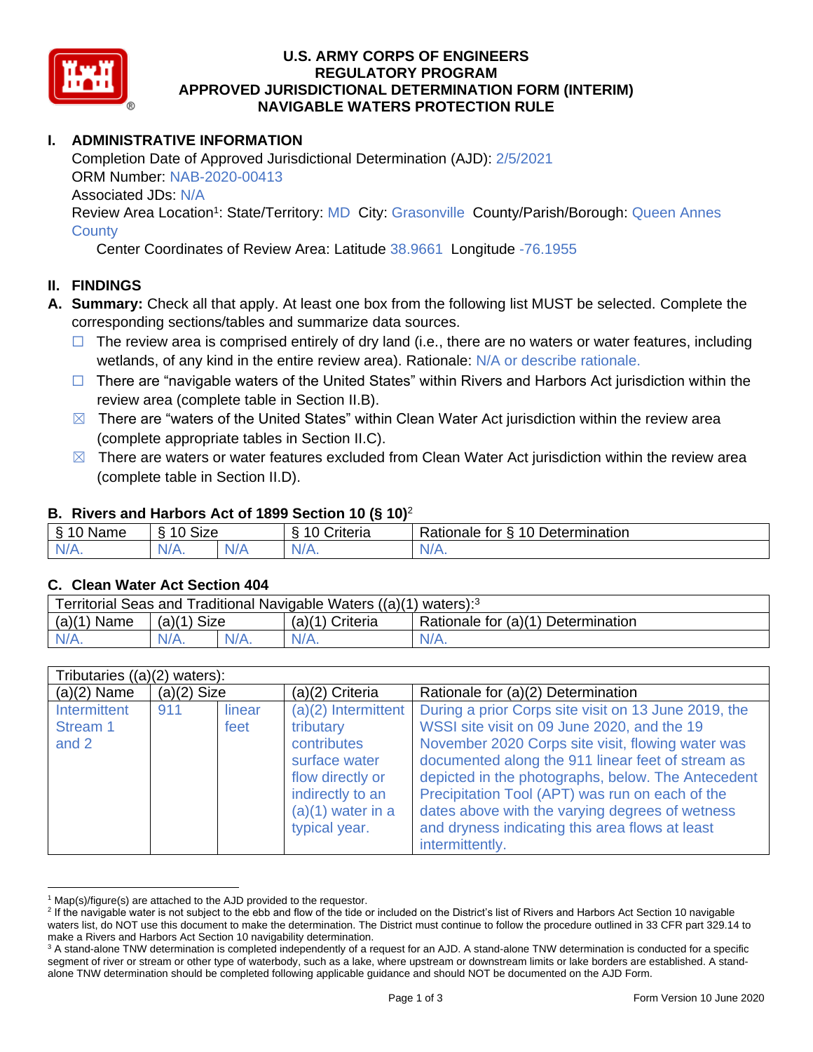# U.S. ARMY CORPS OF ENGINEERS
# REGULATORY PROGRAM
# APPROVED JURISDICTIONAL DETERMINATION FORM (INTERIM)
# NAVIGABLE WATERS PROTECTION RULE

## I. ADMINISTRATIVE INFORMATION

Completion Date of Approved Jurisdictional Determination (AJD): 2/5/2021
ORM Number: NAB-2020-00413
Associated JDs: N/A
Review Area Location[1]: State/Territory: MD City: Grasonville County/Parish/Borough: Queen Annes County
Center Coordinates of Review Area: Latitude 38.9661 Longitude -76.1955

## II. FINDINGS

**A. Summary:** Check all that apply. At least one box from the following list MUST be selected. Complete the corresponding sections/tables and summarize data sources.

- ☐ The review area is comprised entirely of dry land (i.e., there are no waters or water features, including wetlands, of any kind in the entire review area). Rationale: N/A or describe rationale.
- ☐ There are "navigable waters of the United States" within Rivers and Harbors Act jurisdiction within the review area (complete table in Section II.B).
- ☒ There are "waters of the United States" within Clean Water Act jurisdiction within the review area (complete appropriate tables in Section II.C).
- ☒ There are waters or water features excluded from Clean Water Act jurisdiction within the review area (complete table in Section II.D).

### B. Rivers and Harbors Act of 1899 Section 10 (§ 10)[2]

| § 10 Name | § 10 Size | | § 10 Criteria | Rationale for § 10 Determination |
|---|---|---|---|---|
| N/A. | N/A. | N/A | N/A. | N/A. |

### C. Clean Water Act Section 404

| Territorial Seas and Traditional Navigable Waters ((a)(1) waters):[3] | | | | |
|---|---|---|---|---|
| (a)(1) Name | (a)(1) Size | | (a)(1) Criteria | Rationale for (a)(1) Determination |
| N/A. | N/A. | N/A. | N/A. | N/A. |

| Tributaries ((a)(2) waters): | | | | |
|---|---|---|---|---|
| (a)(2) Name | (a)(2) Size | | (a)(2) Criteria | Rationale for (a)(2) Determination |
| Intermittent Stream 1 and 2 | 911 | linear feet | (a)(2) Intermittent tributary contributes surface water flow directly or indirectly to an (a)(1) water in a typical year. | During a prior Corps site visit on 13 June 2019, the WSSI site visit on 09 June 2020, and the 19 November 2020 Corps site visit, flowing water was documented along the 911 linear feet of stream as depicted in the photographs, below. The Antecedent Precipitation Tool (APT) was run on each of the dates above with the varying degrees of wetness and dryness indicating this area flows at least intermittently. |

[1] Map(s)/figure(s) are attached to the AJD provided to the requestor.
[2] If the navigable water is not subject to the ebb and flow of the tide or included on the District's list of Rivers and Harbors Act Section 10 navigable waters list, do NOT use this document to make the determination. The District must continue to follow the procedure outlined in 33 CFR part 329.14 to make a Rivers and Harbors Act Section 10 navigability determination.
[3] A stand-alone TNW determination is completed independently of a request for an AJD. A stand-alone TNW determination is conducted for a specific segment of river or stream or other type of waterbody, such as a lake, where upstream or downstream limits or lake borders are established. A stand-alone TNW determination should be completed following applicable guidance and should NOT be documented on the AJD Form.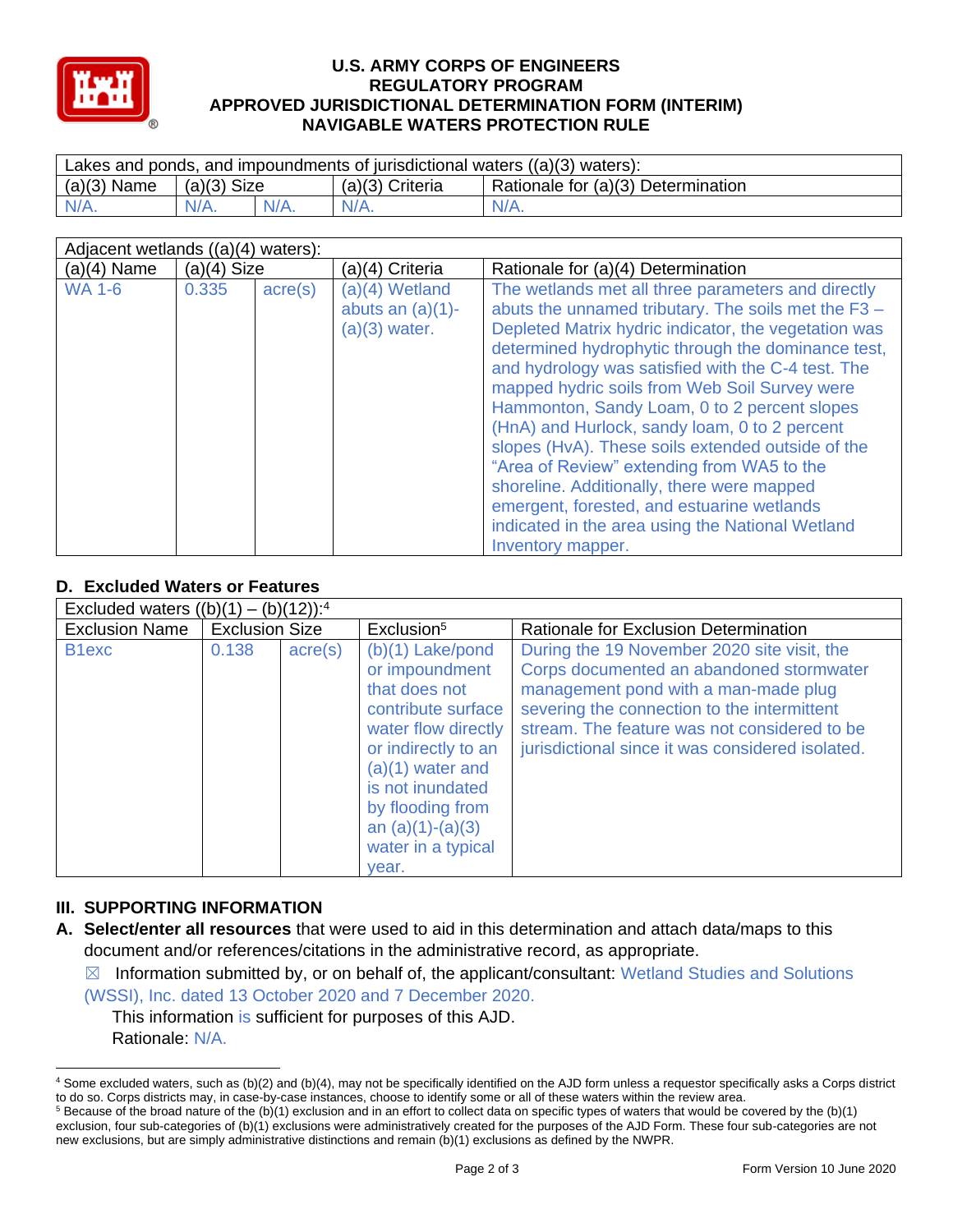# U.S. ARMY CORPS OF ENGINEERS
# REGULATORY PROGRAM
# APPROVED JURISDICTIONAL DETERMINATION FORM (INTERIM)
# NAVIGABLE WATERS PROTECTION RULE

| Lakes and ponds, and impoundments of jurisdictional waters ((a)(3) waters): | | | | |
|---|---|---|---|---|
| (a)(3) Name | (a)(3) Size | | (a)(3) Criteria | Rationale for (a)(3) Determination |
| N/A. | N/A. | N/A. | N/A. | N/A. |

| Adjacent wetlands ((a)(4) waters): | | | | |
|---|---|---|---|---|
| (a)(4) Name | (a)(4) Size | | (a)(4) Criteria | Rationale for (a)(4) Determination |
| WA 1-6 | 0.335 | acre(s) | (a)(4) Wetland abuts an (a)(1)-(a)(3) water. | The wetlands met all three parameters and directly abuts the unnamed tributary. The soils met the F3 – Depleted Matrix hydric indicator, the vegetation was determined hydrophytic through the dominance test, and hydrology was satisfied with the C-4 test. The mapped hydric soils from Web Soil Survey were Hammonton, Sandy Loam, 0 to 2 percent slopes (HnA) and Hurlock, sandy loam, 0 to 2 percent slopes (HvA). These soils extended outside of the "Area of Review" extending from WA5 to the shoreline. Additionally, there were mapped emergent, forested, and estuarine wetlands indicated in the area using the National Wetland Inventory mapper. |

## D. Excluded Waters or Features

| Excluded waters ((b)(1) – (b)(12)):[4] | | | | |
|---|---|---|---|---|
| Exclusion Name | Exclusion Size | | Exclusion[5] | Rationale for Exclusion Determination |
| B1exc | 0.138 | acre(s) | (b)(1) Lake/pond or impoundment that does not contribute surface water flow directly or indirectly to an (a)(1) water and is not inundated by flooding from an (a)(1)-(a)(3) water in a typical year. | During the 19 November 2020 site visit, the Corps documented an abandoned stormwater management pond with a man-made plug severing the connection to the intermittent stream. The feature was not considered to be jurisdictional since it was considered isolated. |

## III. SUPPORTING INFORMATION

**A. Select/enter all resources** that were used to aid in this determination and attach data/maps to this document and/or references/citations in the administrative record, as appropriate.

☒ Information submitted by, or on behalf of, the applicant/consultant: Wetland Studies and Solutions (WSSI), Inc. dated 13 October 2020 and 7 December 2020.

This information is sufficient for purposes of this AJD.

Rationale: N/A.

---

[4] Some excluded waters, such as (b)(2) and (b)(4), may not be specifically identified on the AJD form unless a requestor specifically asks a Corps district to do so. Corps districts may, in case-by-case instances, choose to identify some or all of these waters within the review area.

[5] Because of the broad nature of the (b)(1) exclusion and in an effort to collect data on specific types of waters that would be covered by the (b)(1) exclusion, four sub-categories of (b)(1) exclusions were administratively created for the purposes of the AJD Form. These four sub-categories are not new exclusions, but are simply administrative distinctions and remain (b)(1) exclusions as defined by the NWPR.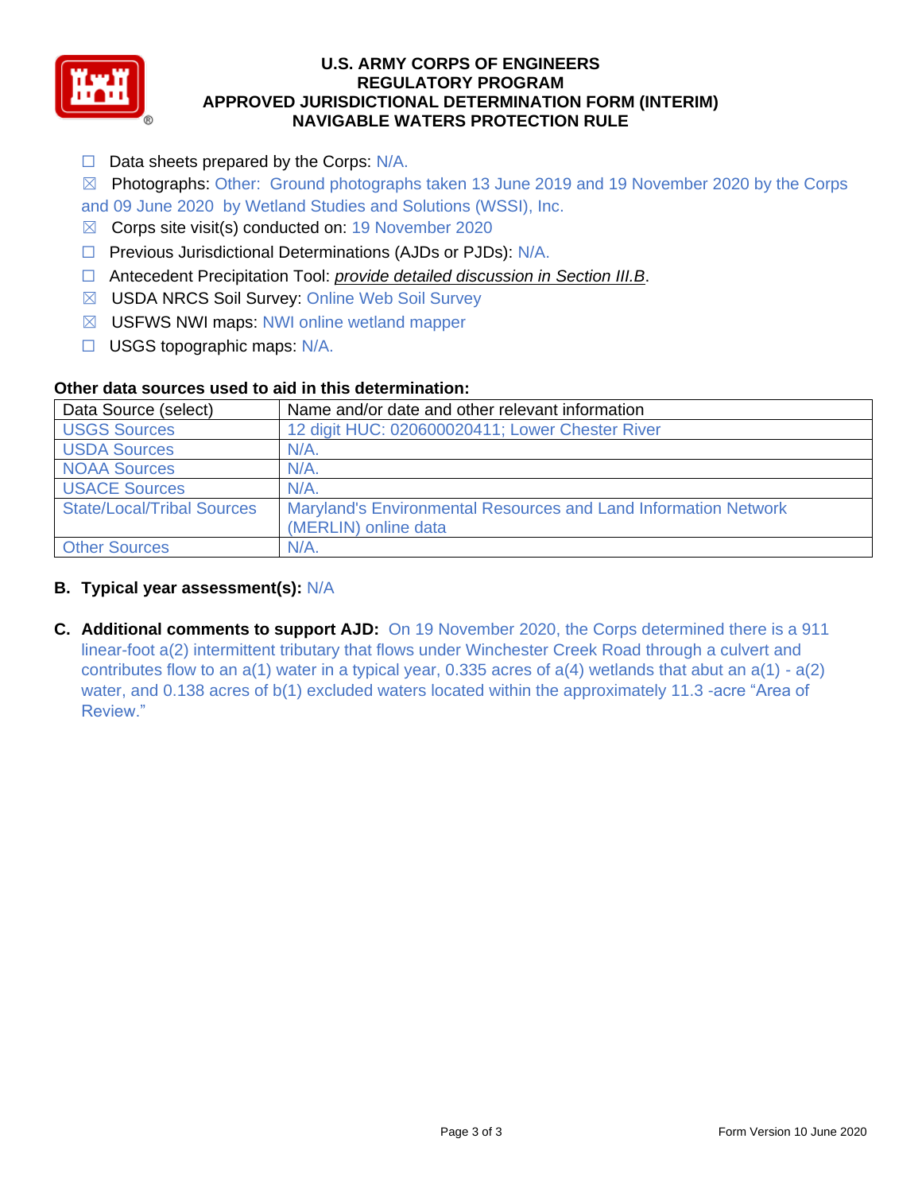**U.S. ARMY CORPS OF ENGINEERS**
**REGULATORY PROGRAM**
**APPROVED JURISDICTIONAL DETERMINATION FORM (INTERIM)**
**NAVIGABLE WATERS PROTECTION RULE**

☐ Data sheets prepared by the Corps: N/A.

☒ Photographs: Other: Ground photographs taken 13 June 2019 and 19 November 2020 by the Corps and 09 June 2020 by Wetland Studies and Solutions (WSSI), Inc.

☒ Corps site visit(s) conducted on: 19 November 2020

☐ Previous Jurisdictional Determinations (AJDs or PJDs): N/A.

☐ Antecedent Precipitation Tool: *provide detailed discussion in Section III.B*.

☒ USDA NRCS Soil Survey: Online Web Soil Survey

☒ USFWS NWI maps: NWI online wetland mapper

☐ USGS topographic maps: N/A.

**Other data sources used to aid in this determination:**

| Data Source (select) | Name and/or date and other relevant information |
|---|---|
| USGS Sources | 12 digit HUC: 020600020411; Lower Chester River |
| USDA Sources | N/A. |
| NOAA Sources | N/A. |
| USACE Sources | N/A. |
| State/Local/Tribal Sources | Maryland's Environmental Resources and Land Information Network (MERLIN) online data |
| Other Sources | N/A. |

**B. Typical year assessment(s):** N/A

**C. Additional comments to support AJD:** On 19 November 2020, the Corps determined there is a 911 linear-foot a(2) intermittent tributary that flows under Winchester Creek Road through a culvert and contributes flow to an a(1) water in a typical year, 0.335 acres of a(4) wetlands that abut an a(1) - a(2) water, and 0.138 acres of b(1) excluded waters located within the approximately 11.3 -acre "Area of Review."